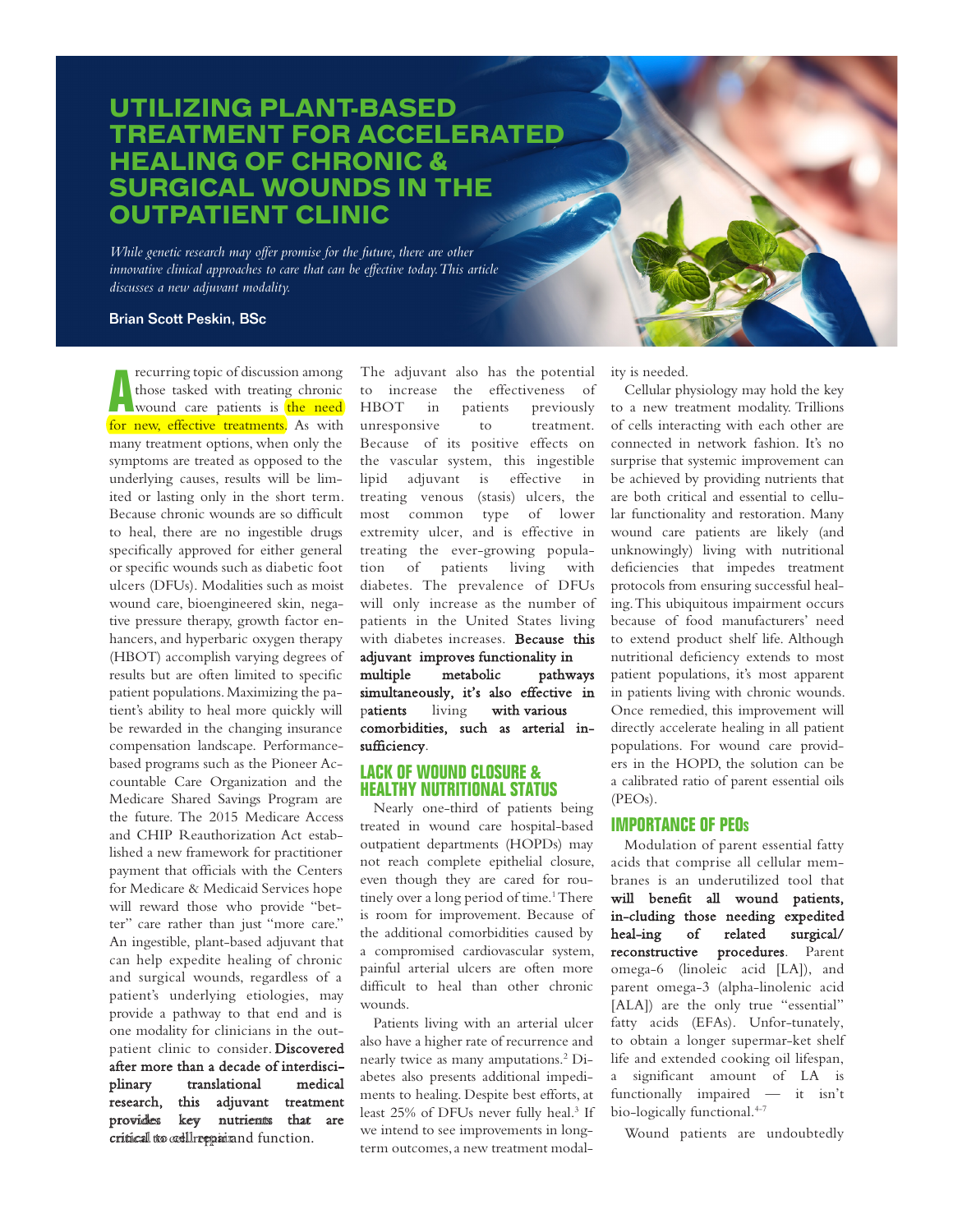# UTILIZING PLANT-BASED TREATMENT FOR ACCELERATED HEALING OF CHRONIC & SURGICAL WOUNDS IN THE OUTPATIENT CLINIC

*While genetic research may offer promise for the future, there are other innovative clinical approaches to care that can be effective today. This article discusses a new adjuvant modality.*

Brian Scott Peskin, BSc

A recurring topic of discussion among those tasked with treating chronic wound care patients is the need for new, effective treatments. As with many treatment options, when only the symptoms are treated as opposed to the underlying causes, results will be limited or lasting only in the short term. Because chronic wounds are so difficult to heal, there are no ingestible drugs specifically approved for either general or specific wounds such as diabetic foot ulcers (DFUs). Modalities such as moist wound care, bioengineered skin, negative pressure therapy, growth factor enhancers, and hyperbaric oxygen therapy (HBOT) accomplish varying degrees of results but are often limited to specific patient populations. Maximizing the patient's ability to heal more quickly will be rewarded in the changing insurance compensation landscape. Performance-based programs such as the Pioneer Accountable Care Organization and the Medicare Shared Savings Program are the future. The 2015 Medicare Access and CHIP Reauthorization Act established a new framework for practitioner payment that officials with the Centers for Medicare & Medicaid Services hope will reward those who provide "better" care rather than just "more care." An ingestible, plant-based adjuvant that can help expedite healing of chronic and surgical wounds, regardless of a patient's underlying etiologies, may provide a pathway to that end and is one modality for clinicians in the outpatient clinic to consider. **Discovered after more than a decade of interdisciplinary translational medical research, this adjuvant treatment provides key nutrients that are critical to cell repair** and function.

The adjuvant also has the potential to increase the effectiveness of HBOT in patients previously unresponsive to treatment. Because of its positive effects on the vascular system, this ingestible lipid adjuvant is effective in treating venous (stasis) ulcers, the most common type of lower extremity ulcer, and is effective in treating the ever-growing population of patients living with diabetes. The prevalence of DFUs will only increase as the number of patients in the United States living with diabetes increases. **Because this adjuvant improves functionality in multiple metabolic pathways simultaneously, it's also effective in patients living with various comorbidities, such as arterial insufficiency**.

## LACK OF WOUND CLOSURE & HEALTHY NUTRITIONAL STATUS

Nearly one-third of patients being treated in wound care hospital-based outpatient departments (HOPDs) may not reach complete epithelial closure, even though they are cared for routinely over a long period of time.[1] There is room for improvement. Because of the additional comorbidities caused by a compromised cardiovascular system, painful arterial ulcers are often more difficult to heal than other chronic wounds.

Patients living with an arterial ulcer also have a higher rate of recurrence and nearly twice as many amputations.[2] Diabetes also presents additional impediments to healing. Despite best efforts, at least 25% of DFUs never fully heal.[3] If we intend to see improvements in long-term outcomes, a new treatment modality is needed.

Cellular physiology may hold the key to a new treatment modality. Trillions of cells interacting with each other are connected in network fashion. It's no surprise that systemic improvement can be achieved by providing nutrients that are both critical and essential to cellular functionality and restoration. Many wound care patients are likely (and unknowingly) living with nutritional deficiencies that impedes treatment protocols from ensuring successful healing. This ubiquitous impairment occurs because of food manufacturers' need to extend product shelf life. Although nutritional deficiency extends to most patient populations, it's most apparent in patients living with chronic wounds. Once remedied, this improvement will directly accelerate healing in all patient populations. For wound care providers in the HOPD, the solution can be a calibrated ratio of parent essential oils (PEOs).

## IMPORTANCE OF PEOs

Modulation of parent essential fatty acids that comprise all cellular membranes is an underutilized tool that **will benefit all wound patients, in-cluding those needing expedited heal-ing of related surgical/reconstructive procedures**. Parent omega-6 (linoleic acid [LA]), and parent omega-3 (alpha-linolenic acid [ALA]) are the only true "essential" fatty acids (EFAs). Unfor-tunately, to obtain a longer supermar-ket shelf life and extended cooking oil lifespan, a significant amount of LA is functionally impaired — it isn't bio-logically functional.[4-7]

Wound patients are undoubtedly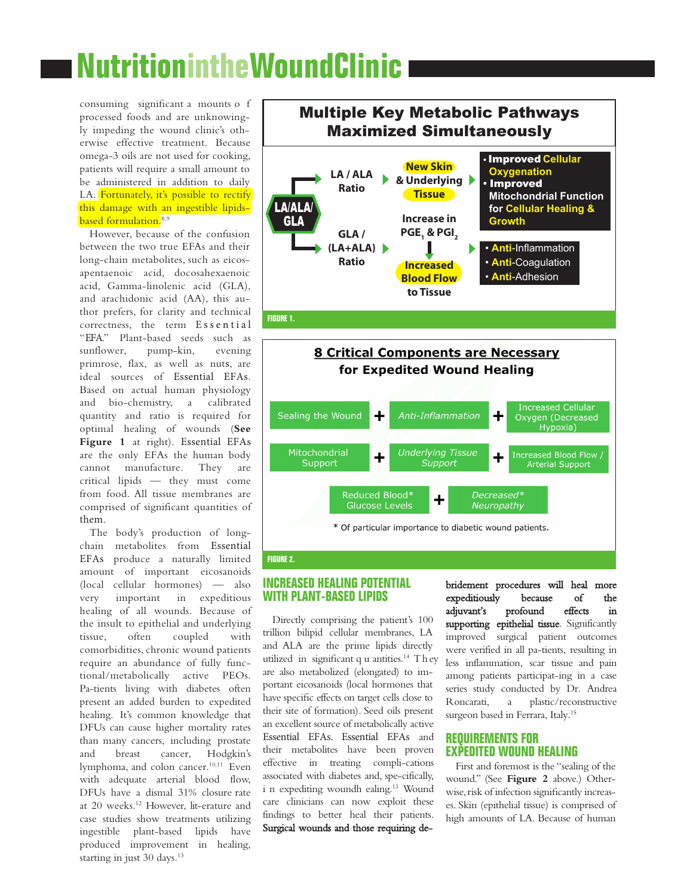consuming significant amounts of processed foods and are unknowingly impeding the wound clinic's otherwise effective treatment. Because omega-3 oils are not used for cooking, patients will require a small amount to be administered in addition to daily LA. Fortunately, it's possible to rectify this damage with an ingestible lipids-based formulation.[8,9]

However, because of the confusion between the two true EFAs and their long-chain metabolites, such as eicosapentaenoic acid, docosahexaenoic acid, Gamma-linolenic acid (GLA), and arachidonic acid (AA), this author prefers, for clarity and technical correctness, the term Essential "EFA." Plant-based seeds such as sunflower, pumpkin, evening primrose, flax, as well as nuts, are ideal sources of Essential EFAs. Based on actual human physiology and bio-chemistry, a calibrated quantity and ratio is required for optimal healing of wounds (**See Figure 1** at right). Essential EFAs are the only EFAs the human body cannot manufacture. They are critical lipids — they must come from food. All tissue membranes are comprised of significant quantities of them.

The body's production of long-chain metabolites from Essential EFAs produce a naturally limited amount of important eicosanoids (local cellular hormones) — also very important in expeditious healing of all wounds. Because of the insult to epithelial and underlying tissue, often coupled with comorbidities, chronic wound patients require an abundance of fully functional/metabolically active PEOs. Pa-tients living with diabetes often present an added burden to expedited healing. It's common knowledge that DFUs can cause higher mortality rates than many cancers, including prostate and breast cancer, Hodgkin's lymphoma, and colon cancer.[10,11] Even with adequate arterial blood flow, DFUs have a dismal 31% closure rate at 20 weeks.[12] However, lit-erature and case studies show treatments utilizing ingestible plant-based lipids have produced improvement in healing, starting in just 30 days.[13]

**Multiple Key Metabolic Pathways Maximized Simultaneously**

LA/ALA/GLA → LA / ALA Ratio → New Skin & Underlying Tissue → • Improved Cellular Oxygenation • Improved Mitochondrial Function for Cellular Healing & Growth

LA/ALA/GLA → GLA / (LA+ALA) Ratio → Increase in $PGE_1$ & $PGI_2$ → Increased Blood Flow to Tissue → • Anti-Inflammation • Anti-Coagulation • Anti-Adhesion

FIGURE 1.

**8 Critical Components are Necessary for Expedited Wound Healing**

Sealing the Wound + *Anti-Inflammation* + Increased Cellular Oxygen (Decreased Hypoxia)

Mitochondrial Support + *Underlying Tissue Support* + Increased Blood Flow / Arterial Support

Reduced Blood* Glucose Levels + *Decreased* Neuropathy*

\* Of particular importance to diabetic wound patients.

FIGURE 2.

## INCREASED HEALING POTENTIAL WITH PLANT-BASED LIPIDS

Directly comprising the patient's 100 trillion bilipid cellular membranes, LA and ALA are the prime lipids directly utilized in significant quantities.[14] They are also metabolized (elongated) to important eicosanoids (local hormones that have specific effects on target cells close to their site of formation). Seed oils present an excellent source of metabolically active Essential EFAs. Essential EFAs and their metabolites have been proven effective in treating compli-cations associated with diabetes and, spe-cifically, in expediting wound healing.[13] Wound care clinicians can now exploit these findings to better heal their patients. **Surgical wounds and those requiring debridement procedures will heal more expeditiously because of the adjuvant's profound effects in supporting epithelial tissue.** Significantly improved surgical patient outcomes were verified in all pa-tients, resulting in less inflammation, scar tissue and pain among patients participat-ing in a case series study conducted by Dr. Andrea Roncarati, a plastic/reconstructive surgeon based in Ferrara, Italy.[15]

## REQUIREMENTS FOR EXPEDITED WOUND HEALING

First and foremost is the "sealing of the wound." (See **Figure 2** above.) Otherwise, risk of infection significantly increases. Skin (epithelial tissue) is comprised of high amounts of LA. Because of human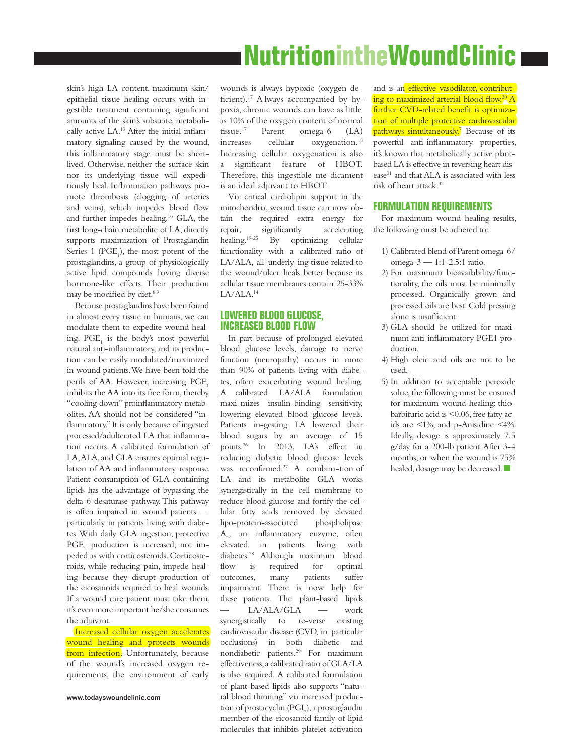skin's high LA content, maximum skin/epithelial tissue healing occurs with ingestible treatment containing significant amounts of the skin's substrate, metabolically active LA.[13] After the initial inflammatory signaling caused by the wound, this inflammatory stage must be short-lived. Otherwise, neither the surface skin nor its underlying tissue will expeditiously heal. Inflammation pathways promote thrombosis (clogging of arteries and veins), which impedes blood flow and further impedes healing.[16] GLA, the first long-chain metabolite of LA, directly supports maximization of Prostaglandin Series 1 ($PGE_1$), the most potent of the prostaglandins, a group of physiologically active lipid compounds having diverse hormone-like effects. Their production may be modified by diet.[8,9]

Because prostaglandins have been found in almost every tissue in humans, we can modulate them to expedite wound healing. $PGE_1$ is the body's most powerful natural anti-inflammatory, and its production can be easily modulated/maximized in wound patients. We have been told the perils of AA. However, increasing $PGE_1$ inhibits the AA into its free form, thereby "cooling down" proinflammatory metabolites. AA should not be considered "inflammatory." It is only because of ingested processed/adulterated LA that inflammation occurs. A calibrated formulation of LA, ALA, and GLA ensures optimal regulation of AA and inflammatory response. Patient consumption of GLA-containing lipids has the advantage of bypassing the delta-6 desaturase pathway. This pathway is often impaired in wound patients — particularly in patients living with diabetes. With daily GLA ingestion, protective $PGE_1$ production is increased, not impeded as with corticosteroids. Corticosteroids, while reducing pain, impede healing because they disrupt production of the eicosanoids required to heal wounds. If a wound care patient must take them, it's even more important he/she consumes the adjuvant.

Increased cellular oxygen accelerates wound healing and protects wounds from infection. Unfortunately, because of the wound's increased oxygen requirements, the environment of early wounds is always hypoxic (oxygen deficient).[17] Always accompanied by hypoxia, chronic wounds can have as little as 10% of the oxygen content of normal tissue.[17] Parent omega-6 (LA) increases cellular oxygenation.[18] Increasing cellular oxygenation is also a significant feature of HBOT. Therefore, this ingestible medicament is an ideal adjuvant to HBOT.

Via critical cardiolipin support in the mitochondria, wound tissue can now obtain the required extra energy for repair, significantly accelerating healing.[19-25] By optimizing cellular functionality with a calibrated ratio of LA/ALA, all underlying tissue related to the wound/ulcer heals better because its cellular tissue membranes contain 25-33% LA/ALA.[14]

## LOWERED BLOOD GLUCOSE, INCREASED BLOOD FLOW

In part because of prolonged elevated blood glucose levels, damage to nerve function (neuropathy) occurs in more than 90% of patients living with diabetes, often exacerbating wound healing. A calibrated LA/ALA formulation maximizes insulin-binding sensitivity, lowering elevated blood glucose levels. Patients ingesting LA lowered their blood sugars by an average of 15 points.[26] In 2013, LA's effect in reducing diabetic blood glucose levels was reconfirmed.[27] A combination of LA and its metabolite GLA works synergistically in the cell membrane to reduce blood glucose and fortify the cellular fatty acids removed by elevated lipo-protein-associated phospholipase $A_2$, an inflammatory enzyme, often elevated in patients living with diabetes.[28] Although maximum blood flow is required for optimal outcomes, many patients suffer impairment. There is now help for these patients. The plant-based lipids — LA/ALA/GLA — work synergistically to reverse existing cardiovascular disease (CVD, in particular occlusions) in both diabetic and nondiabetic patients.[29] For maximum effectiveness, a calibrated ratio of GLA/LA is also required. A calibrated formulation of plant-based lipids also supports "natural blood thinning" via increased production of prostacyclin ($PGI_2$), a prostaglandin member of the eicosanoid family of lipid molecules that inhibits platelet activation and is an effective vasodilator, contributing to maximized arterial blood flow.[30] A further CVD-related benefit is optimization of multiple protective cardiovascular pathways simultaneously.[7] Because of its powerful anti-inflammatory properties, it's known that metabolically active plant-based LA is effective in reversing heart disease[31] and that ALA is associated with less risk of heart attack.[32]

## FORMULATION REQUIREMENTS

For maximum wound healing results, the following must be adhered to:

1) Calibrated blend of Parent omega-6/omega-3 — 1:1-2.5:1 ratio.
2) For maximum bioavailability/functionality, the oils must be minimally processed. Organically grown and processed oils are best. Cold pressing alone is insufficient.
3) GLA should be utilized for maximum anti-inflammatory PGE1 production.
4) High oleic acid oils are not to be used.
5) In addition to acceptable peroxide value, the following must be ensured for maximum wound healing: thiobarbituric acid is <0.06, free fatty acids are <1%, and p-Anisidine <4%. Ideally, dosage is approximately 7.5 g/day for a 200-lb patient. After 3-4 months, or when the wound is 75% healed, dosage may be decreased.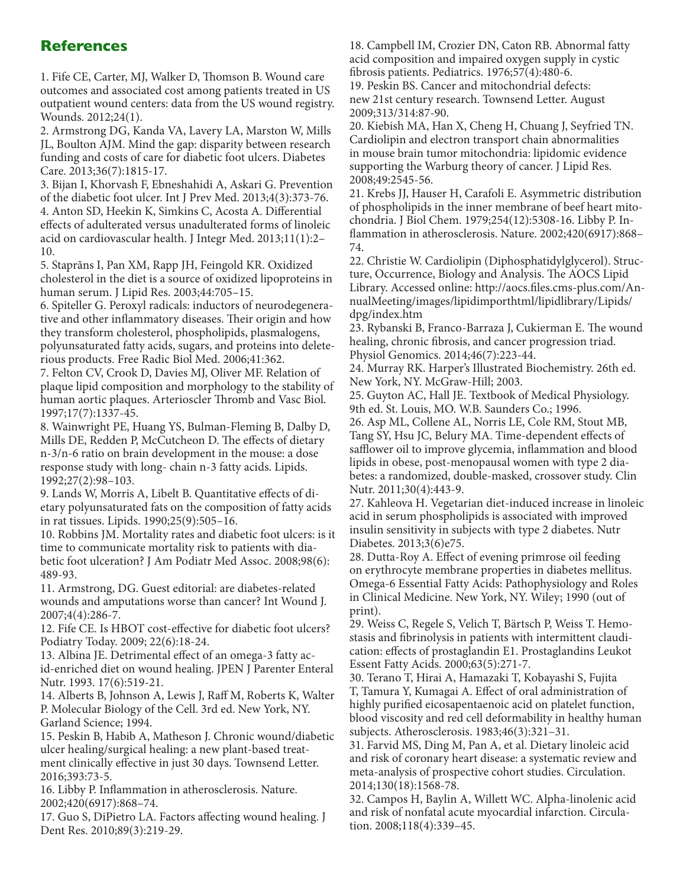## References

1. Fife CE, Carter, MJ, Walker D, Thomson B. Wound care outcomes and associated cost among patients treated in US outpatient wound centers: data from the US wound registry. Wounds. 2012;24(1).
2. Armstrong DG, Kanda VA, Lavery LA, Marston W, Mills JL, Boulton AJM. Mind the gap: disparity between research funding and costs of care for diabetic foot ulcers. Diabetes Care. 2013;36(7):1815-17.
3. Bijan I, Khorvash F, Ebneshahidi A, Askari G. Prevention of the diabetic foot ulcer. Int J Prev Med. 2013;4(3):373-76.
4. Anton SD, Heekin K, Simkins C, Acosta A. Differential effects of adulterated versus unadulterated forms of linoleic acid on cardiovascular health. J Integr Med. 2013;11(1):2–10.
5. Staprāns I, Pan XM, Rapp JH, Feingold KR. Oxidized cholesterol in the diet is a source of oxidized lipoproteins in human serum. J Lipid Res. 2003;44:705–15.
6. Spiteller G. Peroxyl radicals: inductors of neurodegenerative and other inflammatory diseases. Their origin and how they transform cholesterol, phospholipids, plasmalogens, polyunsaturated fatty acids, sugars, and proteins into deleterious products. Free Radic Biol Med. 2006;41:362.
7. Felton CV, Crook D, Davies MJ, Oliver MF. Relation of plaque lipid composition and morphology to the stability of human aortic plaques. Arterioscler Thromb and Vasc Biol. 1997;17(7):1337-45.
8. Wainwright PE, Huang YS, Bulman-Fleming B, Dalby D, Mills DE, Redden P, McCutcheon D. The effects of dietary n-3/n-6 ratio on brain development in the mouse: a dose response study with long- chain n-3 fatty acids. Lipids. 1992;27(2):98–103.
9. Lands W, Morris A, Libelt B. Quantitative effects of dietary polyunsaturated fats on the composition of fatty acids in rat tissues. Lipids. 1990;25(9):505–16.
10. Robbins JM. Mortality rates and diabetic foot ulcers: is it time to communicate mortality risk to patients with diabetic foot ulceration? J Am Podiatr Med Assoc. 2008;98(6): 489-93.
11. Armstrong, DG. Guest editorial: are diabetes-related wounds and amputations worse than cancer? Int Wound J. 2007;4(4):286-7.
12. Fife CE. Is HBOT cost-effective for diabetic foot ulcers? Podiatry Today. 2009; 22(6):18-24.
13. Albina JE. Detrimental effect of an omega-3 fatty acid-enriched diet on wound healing. JPEN J Parenter Enteral Nutr. 1993. 17(6):519-21.
14. Alberts B, Johnson A, Lewis J, Raff M, Roberts K, Walter P. Molecular Biology of the Cell. 3rd ed. New York, NY. Garland Science; 1994.
15. Peskin B, Habib A, Matheson J. Chronic wound/diabetic ulcer healing/surgical healing: a new plant-based treatment clinically effective in just 30 days. Townsend Letter. 2016;393:73-5.
16. Libby P. Inflammation in atherosclerosis. Nature. 2002;420(6917):868–74.
17. Guo S, DiPietro LA. Factors affecting wound healing. J Dent Res. 2010;89(3):219-29.
18. Campbell IM, Crozier DN, Caton RB. Abnormal fatty acid composition and impaired oxygen supply in cystic fibrosis patients. Pediatrics. 1976;57(4):480-6.
19. Peskin BS. Cancer and mitochondrial defects: new 21st century research. Townsend Letter. August 2009;313/314:87-90.
20. Kiebish MA, Han X, Cheng H, Chuang J, Seyfried TN. Cardiolipin and electron transport chain abnormalities in mouse brain tumor mitochondria: lipidomic evidence supporting the Warburg theory of cancer. J Lipid Res. 2008;49:2545-56.
21. Krebs JJ, Hauser H, Carafoli E. Asymmetric distribution of phospholipids in the inner membrane of beef heart mitochondria. J Biol Chem. 1979;254(12):5308-16. Libby P. Inflammation in atherosclerosis. Nature. 2002;420(6917):868–74.
22. Christie W. Cardiolipin (Diphosphatidylglycerol). Structure, Occurrence, Biology and Analysis. The AOCS Lipid Library. Accessed online: http://aocs.files.cms-plus.com/AnnualMeeting/images/lipidimporthtml/lipidlibrary/Lipids/dpg/index.htm
23. Rybanski B, Franco-Barraza J, Cukierman E. The wound healing, chronic fibrosis, and cancer progression triad. Physiol Genomics. 2014;46(7):223-44.
24. Murray RK. Harper's Illustrated Biochemistry. 26th ed. New York, NY. McGraw-Hill; 2003.
25. Guyton AC, Hall JE. Textbook of Medical Physiology. 9th ed. St. Louis, MO. W.B. Saunders Co.; 1996.
26. Asp ML, Collene AL, Norris LE, Cole RM, Stout MB, Tang SY, Hsu JC, Belury MA. Time-dependent effects of safflower oil to improve glycemia, inflammation and blood lipids in obese, post-menopausal women with type 2 diabetes: a randomized, double-masked, crossover study. Clin Nutr. 2011;30(4):443-9.
27. Kahleova H. Vegetarian diet-induced increase in linoleic acid in serum phospholipids is associated with improved insulin sensitivity in subjects with type 2 diabetes. Nutr Diabetes. 2013;3(6)e75.
28. Dutta-Roy A. Effect of evening primrose oil feeding on erythrocyte membrane properties in diabetes mellitus. Omega-6 Essential Fatty Acids: Pathophysiology and Roles in Clinical Medicine. New York, NY. Wiley; 1990 (out of print).
29. Weiss C, Regele S, Velich T, Bärtsch P, Weiss T. Hemostasis and fibrinolysis in patients with intermittent claudication: effects of prostaglandin E1. Prostaglandins Leukot Essent Fatty Acids. 2000;63(5):271-7.
30. Terano T, Hirai A, Hamazaki T, Kobayashi S, Fujita T, Tamura Y, Kumagai A. Effect of oral administration of highly purified eicosapentaenoic acid on platelet function, blood viscosity and red cell deformability in healthy human subjects. Atherosclerosis. 1983;46(3):321–31.
31. Farvid MS, Ding M, Pan A, et al. Dietary linoleic acid and risk of coronary heart disease: a systematic review and meta-analysis of prospective cohort studies. Circulation. 2014;130(18):1568-78.
32. Campos H, Baylin A, Willett WC. Alpha-linolenic acid and risk of nonfatal acute myocardial infarction. Circulation. 2008;118(4):339–45.